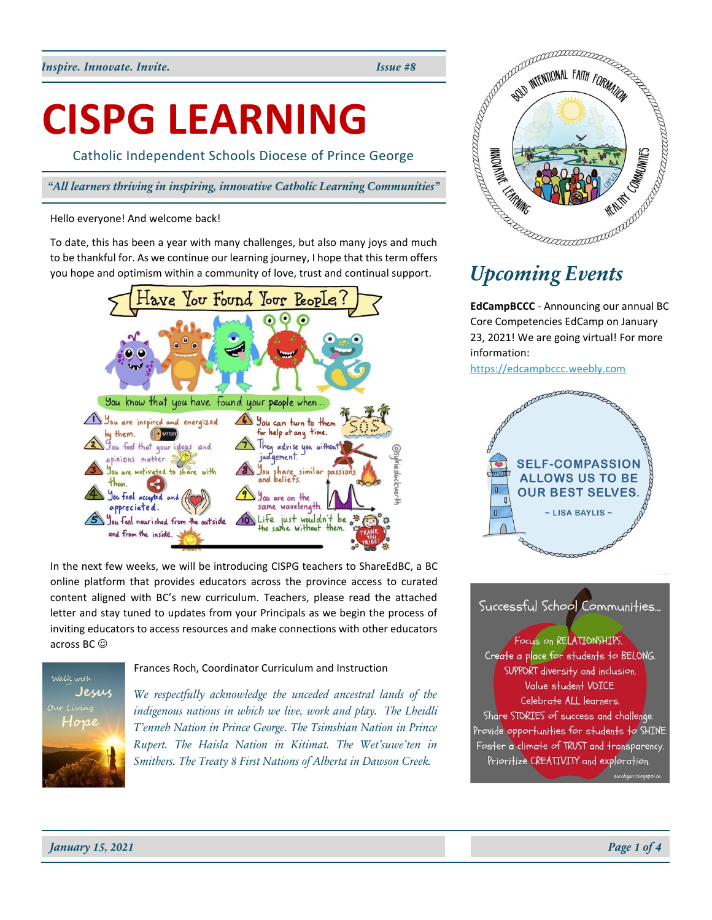*Inspire. Innovate. Invite.* *Issue #8*

# CISPG LEARNING

Catholic Independent Schools Diocese of Prince George

*"All learners thriving in inspiring, innovative Catholic Learning Communities"*

Hello everyone! And welcome back!

To date, this has been a year with many challenges, but also many joys and much to be thankful for. As we continue our learning journey, I hope that this term offers you hope and optimism within a community of love, trust and continual support.

In the next few weeks, we will be introducing CISPG teachers to ShareEdBC, a BC online platform that provides educators across the province access to curated content aligned with BC's new curriculum. Teachers, please read the attached letter and stay tuned to updates from your Principals as we begin the process of inviting educators to access resources and make connections with other educators across BC ☺

Frances Roch, Coordinator Curriculum and Instruction

*We respectfully acknowledge the unceded ancestral lands of the indigenous nations in which we live, work and play. The Lheidli T'enneh Nation in Prince George. The Tsimshian Nation in Prince Rupert. The Haisla Nation in Kitimat. The Wet'suwe'ten in Smithers. The Treaty 8 First Nations of Alberta in Dawson Creek.*

## Upcoming Events

**EdCampBCCC** - Announcing our annual BC Core Competencies EdCamp on January 23, 2021! We are going virtual! For more information:

https://edcampbccc.weebly.com

*January 15, 2021*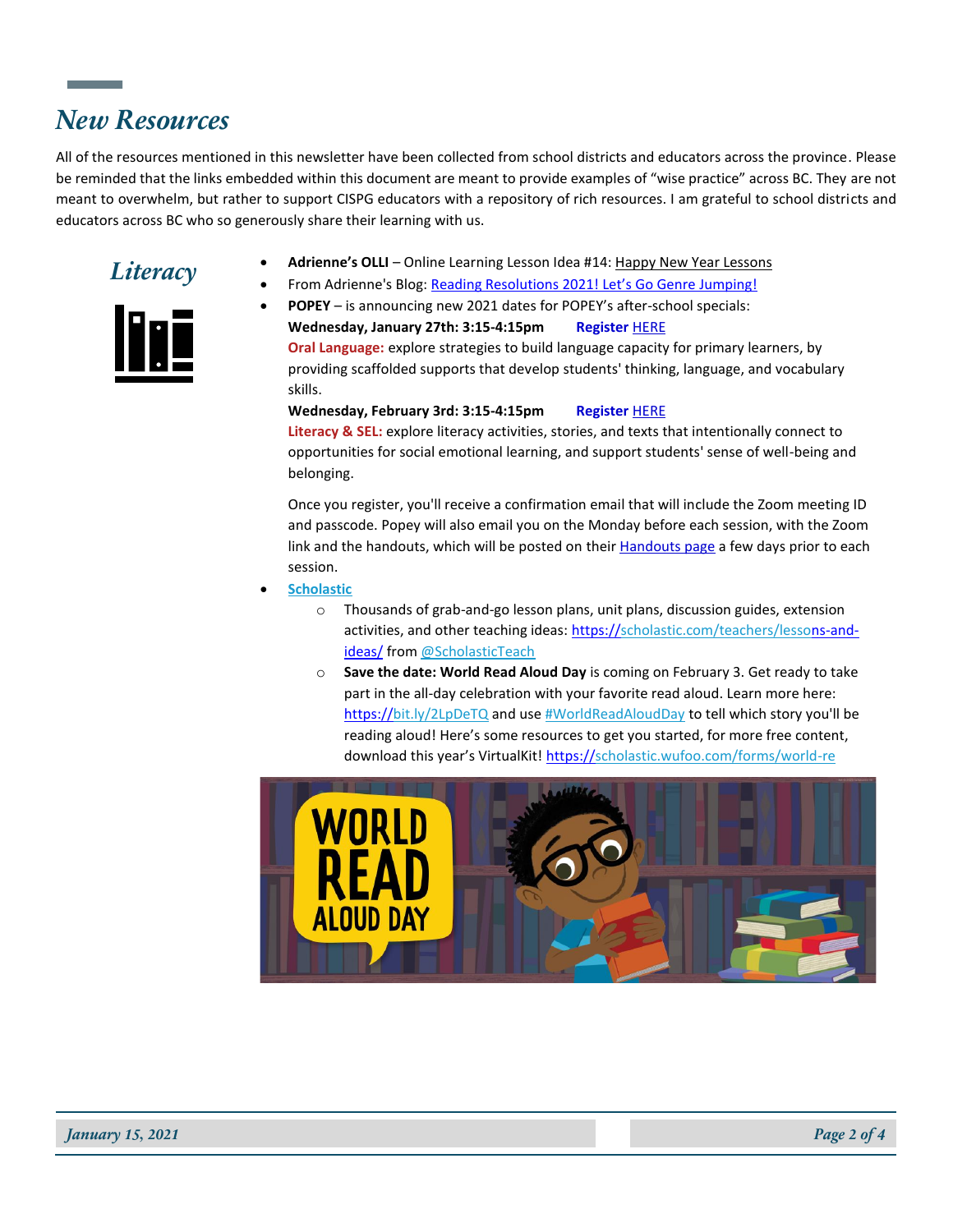# New Resources

All of the resources mentioned in this newsletter have been collected from school districts and educators across the province. Please be reminded that the links embedded within this document are meant to provide examples of "wise practice" across BC. They are not meant to overwhelm, but rather to support CISPG educators with a repository of rich resources. I am grateful to school districts and educators across BC who so generously share their learning with us.

## Literacy

- **Adrienne's OLLI** – Online Learning Lesson Idea #14: Happy New Year Lessons
- From Adrienne's Blog: Reading Resolutions 2021! Let's Go Genre Jumping!
- **POPEY** – is announcing new 2021 dates for POPEY's after-school specials:

  **Wednesday, January 27th: 3:15-4:15pm** **Register** HERE

  **Oral Language:** explore strategies to build language capacity for primary learners, by providing scaffolded supports that develop students' thinking, language, and vocabulary skills.

  **Wednesday, February 3rd: 3:15-4:15pm** **Register** HERE

  **Literacy & SEL:** explore literacy activities, stories, and texts that intentionally connect to opportunities for social emotional learning, and support students' sense of well-being and belonging.

  Once you register, you'll receive a confirmation email that will include the Zoom meeting ID and passcode. Popey will also email you on the Monday before each session, with the Zoom link and the handouts, which will be posted on their Handouts page a few days prior to each session.
- **Scholastic**
  - Thousands of grab-and-go lesson plans, unit plans, discussion guides, extension activities, and other teaching ideas: https://scholastic.com/teachers/lessons-and-ideas/ from @ScholasticTeach
  - **Save the date: World Read Aloud Day** is coming on February 3. Get ready to take part in the all-day celebration with your favorite read aloud. Learn more here: https://bit.ly/2LpDeTQ and use #WorldReadAloudDay to tell which story you'll be reading aloud! Here's some resources to get you started, for more free content, download this year's VirtualKit! https://scholastic.wufoo.com/forms/world-re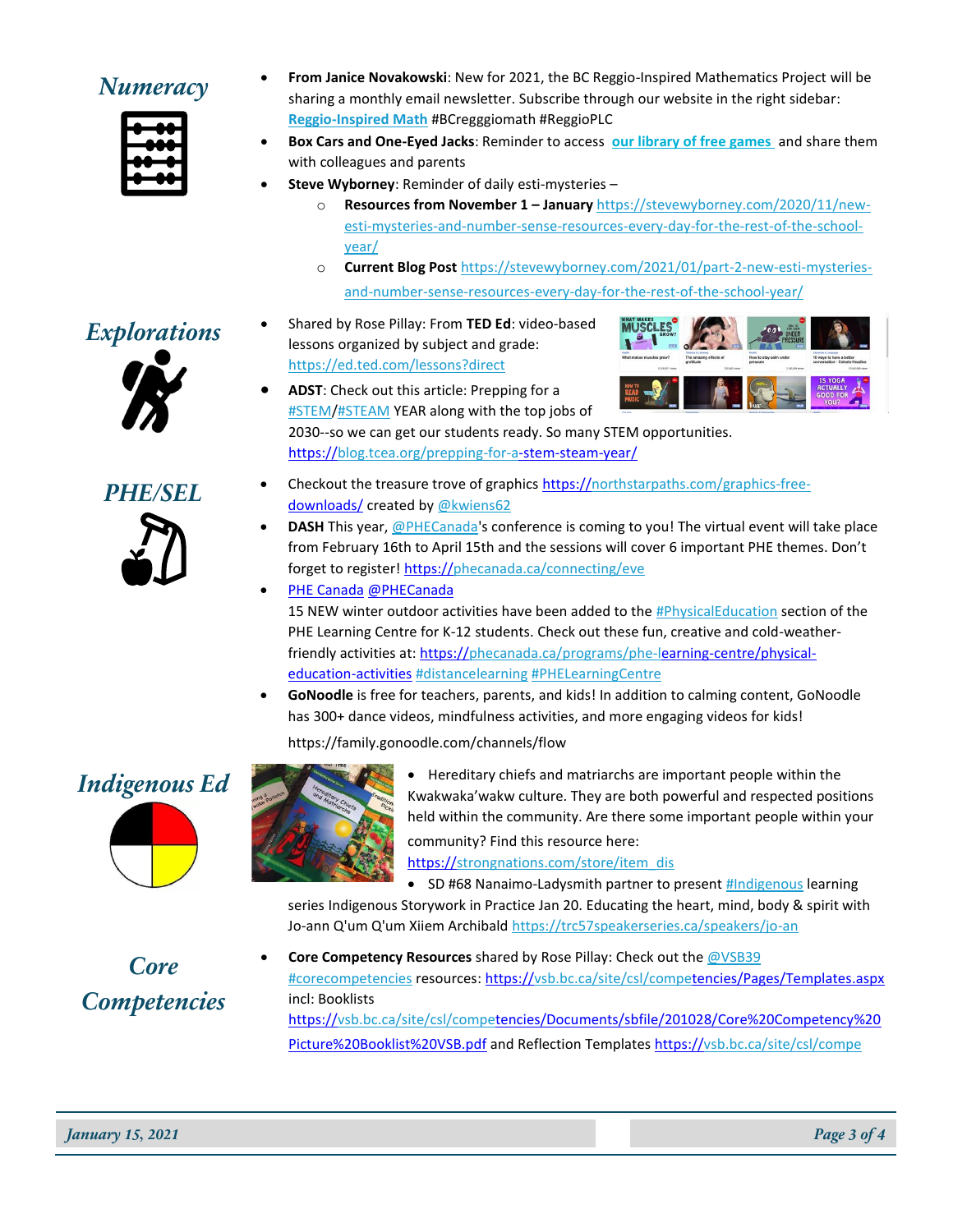## Numeracy

- **From Janice Novakowski**: New for 2021, the BC Reggio-Inspired Mathematics Project will be sharing a monthly email newsletter. Subscribe through our website in the right sidebar: Reggio-Inspired Math #BCregggiomath #ReggioPLC
- **Box Cars and One-Eyed Jacks**: Reminder to access our library of free games and share them with colleagues and parents
- **Steve Wyborney**: Reminder of daily esti-mysteries –
  - **Resources from November 1 – January** https://stevewyborney.com/2020/11/new-esti-mysteries-and-number-sense-resources-every-day-for-the-rest-of-the-school-year/
  - **Current Blog Post** https://stevewyborney.com/2021/01/part-2-new-esti-mysteries-and-number-sense-resources-every-day-for-the-rest-of-the-school-year/

## Explorations

- Shared by Rose Pillay: From **TED Ed**: video-based lessons organized by subject and grade: https://ed.ted.com/lessons?direct
- **ADST**: Check out this article: Prepping for a #STEM/#STEAM YEAR along with the top jobs of 2030--so we can get our students ready. So many STEM opportunities. https://blog.tcea.org/prepping-for-a-stem-steam-year/

## PHE/SEL

- Checkout the treasure trove of graphics https://northstarpaths.com/graphics-free-downloads/ created by @kwiens62
- **DASH** This year, @PHECanada's conference is coming to you! The virtual event will take place from February 16th to April 15th and the sessions will cover 6 important PHE themes. Don't forget to register! https://phecanada.ca/connecting/eve
- PHE Canada @PHECanada
  15 NEW winter outdoor activities have been added to the #PhysicalEducation section of the PHE Learning Centre for K-12 students. Check out these fun, creative and cold-weather-friendly activities at: https://phecanada.ca/programs/phe-learning-centre/physical-education-activities #distancelearning #PHELearningCentre
- **GoNoodle** is free for teachers, parents, and kids! In addition to calming content, GoNoodle has 300+ dance videos, mindfulness activities, and more engaging videos for kids!
  https://family.gonoodle.com/channels/flow

## Indigenous Ed

- Hereditary chiefs and matriarchs are important people within the Kwakwaka'wakw culture. They are both powerful and respected positions held within the community. Are there some important people within your community? Find this resource here: https://strongnations.com/store/item_dis
- SD #68 Nanaimo-Ladysmith partner to present #Indigenous learning series Indigenous Storywork in Practice Jan 20. Educating the heart, mind, body & spirit with Jo-ann Q'um Q'um Xiiem Archibald https://trc57speakerseries.ca/speakers/jo-an

## Core Competencies

- **Core Competency Resources** shared by Rose Pillay: Check out the @VSB39 #corecompetencies resources: https://vsb.bc.ca/site/csl/competencies/Pages/Templates.aspx incl: Booklists https://vsb.bc.ca/site/csl/competencies/Documents/sbfile/201028/Core%20Competency%20Picture%20Booklist%20VSB.pdf and Reflection Templates https://vsb.bc.ca/site/csl/compe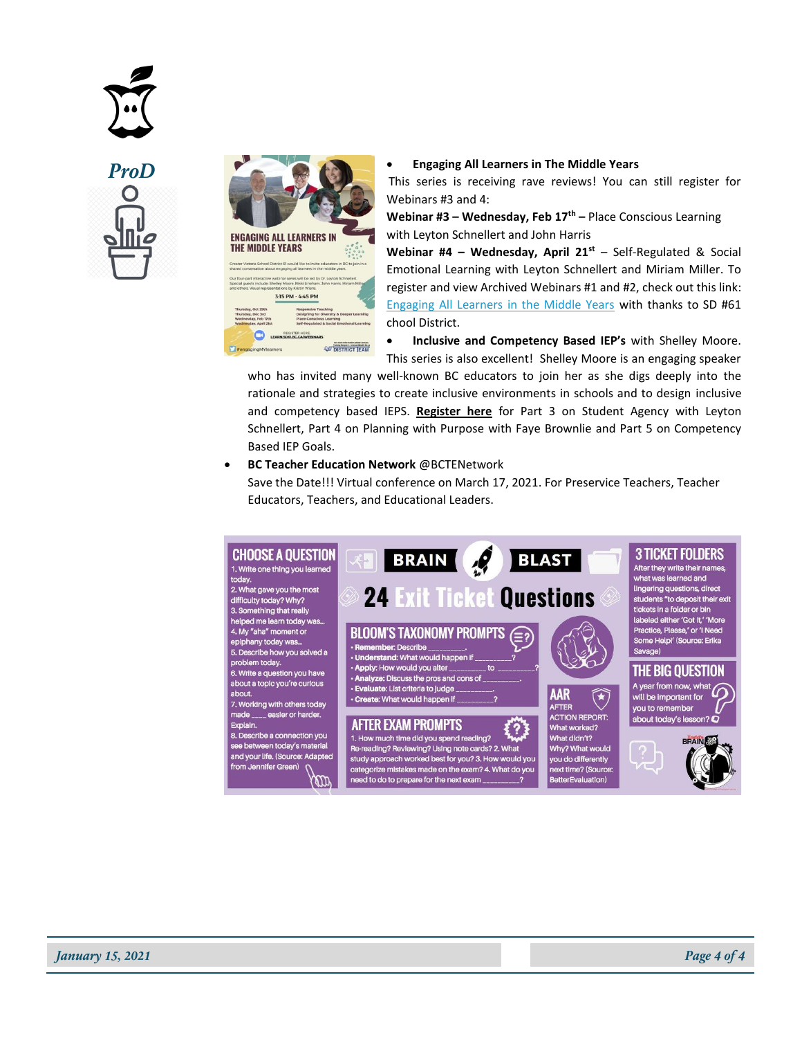ProD

- **Engaging All Learners in The Middle Years**

  This series is receiving rave reviews! You can still register for Webinars #3 and 4:

  **Webinar #3 – Wednesday, Feb 17th –** Place Conscious Learning with Leyton Schnellert and John Harris

  **Webinar #4 – Wednesday, April 21st** – Self-Regulated & Social Emotional Learning with Leyton Schnellert and Miriam Miller. To register and view Archived Webinars #1 and #2, check out this link: Engaging All Learners in the Middle Years with thanks to SD #61 chool District.

- **Inclusive and Competency Based IEP's** with Shelley Moore. This series is also excellent! Shelley Moore is an engaging speaker who has invited many well-known BC educators to join her as she digs deeply into the rationale and strategies to create inclusive environments in schools and to design inclusive and competency based IEPS. **Register here** for Part 3 on Student Agency with Leyton Schnellert, Part 4 on Planning with Purpose with Faye Brownlie and Part 5 on Competency Based IEP Goals.

- **BC Teacher Education Network** @BCTENetwork

  Save the Date!!! Virtual conference on March 17, 2021. For Preservice Teachers, Teacher Educators, Teachers, and Educational Leaders.

**BRAIN BLAST**

**24 Exit Ticket Questions**

**CHOOSE A QUESTION**

1. Write one thing you learned today.
2. What gave you the most difficulty today? Why?
3. Something that really helped me learn today was...
4. My "aha" moment or epiphany today was...
5. Describe how you solved a problem today.
6. Write a question you have about a topic you're curious about.
7. Working with others today made ____ easier or harder. Explain.
8. Describe a connection you see between today's material and your life. (Source: Adapted from Jennifer Green)

**BLOOM'S TAXONOMY PROMPTS**

- **Remember:** Describe ________
- **Understand:** What would happen if ________?
- **Apply:** How would you alter ________ to ________?
- **Analyze:** Discuss the pros and cons of ________.
- **Evaluate:** List criteria to judge ________.
- **Create:** What would happen if ________?

**AFTER EXAM PROMPTS**

1. How much time did you spend reading? Re-reading? Reviewing? Using note cards? 2. What study approach worked best for you? 3. How would you categorize mistakes made on the exam? 4. What do you need to do to prepare for the next exam ________?

**AAR**

AFTER ACTION REPORT: What worked? What didn't? Why? What would you do differently next time? (Source: BetterEvaluation)

**3 TICKET FOLDERS**

After they write their names, what was learned and lingering questions, direct students "to deposit their exit tickets in a folder or bin labeled either 'Got It,' 'More Practice, Please,' or 'I Need Some Help!' (Source: Erika Savage)

**THE BIG QUESTION**

A year from now, what will be important for you to remember about today's lesson?